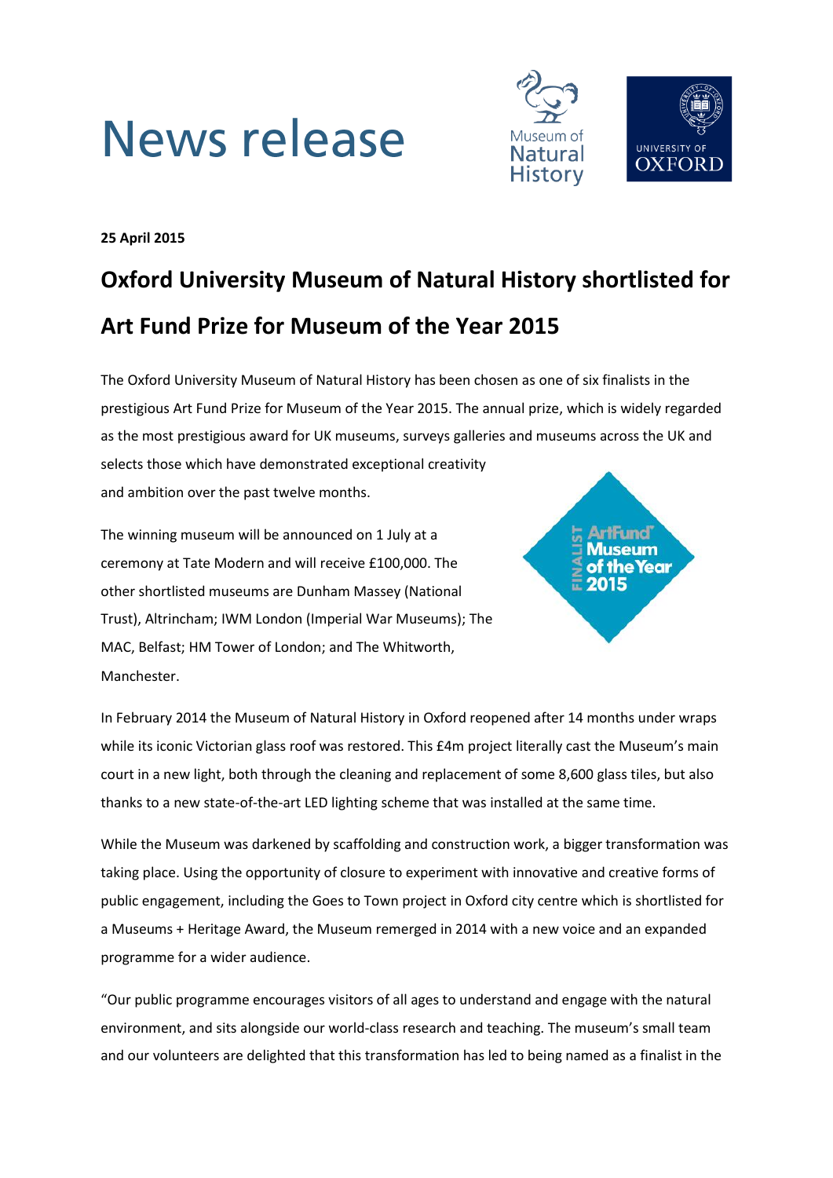# News release

**25 April 2015**

## Oxford University Museum of Natural History shortlisted for Art Fund Prize for Museum of the Year 2015

The Oxford University Museum of Natural History has been chosen as one of six finalists in the prestigious Art Fund Prize for Museum of the Year 2015. The annual prize, which is widely regarded as the most prestigious award for UK museums, surveys galleries and museums across the UK and selects those which have demonstrated exceptional creativity and ambition over the past twelve months.

The winning museum will be announced on 1 July at a ceremony at Tate Modern and will receive £100,000. The other shortlisted museums are Dunham Massey (National Trust), Altrincham; IWM London (Imperial War Museums); The MAC, Belfast; HM Tower of London; and The Whitworth, Manchester.

In February 2014 the Museum of Natural History in Oxford reopened after 14 months under wraps while its iconic Victorian glass roof was restored. This £4m project literally cast the Museum's main court in a new light, both through the cleaning and replacement of some 8,600 glass tiles, but also thanks to a new state-of-the-art LED lighting scheme that was installed at the same time.

While the Museum was darkened by scaffolding and construction work, a bigger transformation was taking place. Using the opportunity of closure to experiment with innovative and creative forms of public engagement, including the Goes to Town project in Oxford city centre which is shortlisted for a Museums + Heritage Award, the Museum remerged in 2014 with a new voice and an expanded programme for a wider audience.

"Our public programme encourages visitors of all ages to understand and engage with the natural environment, and sits alongside our world-class research and teaching. The museum's small team and our volunteers are delighted that this transformation has led to being named as a finalist in the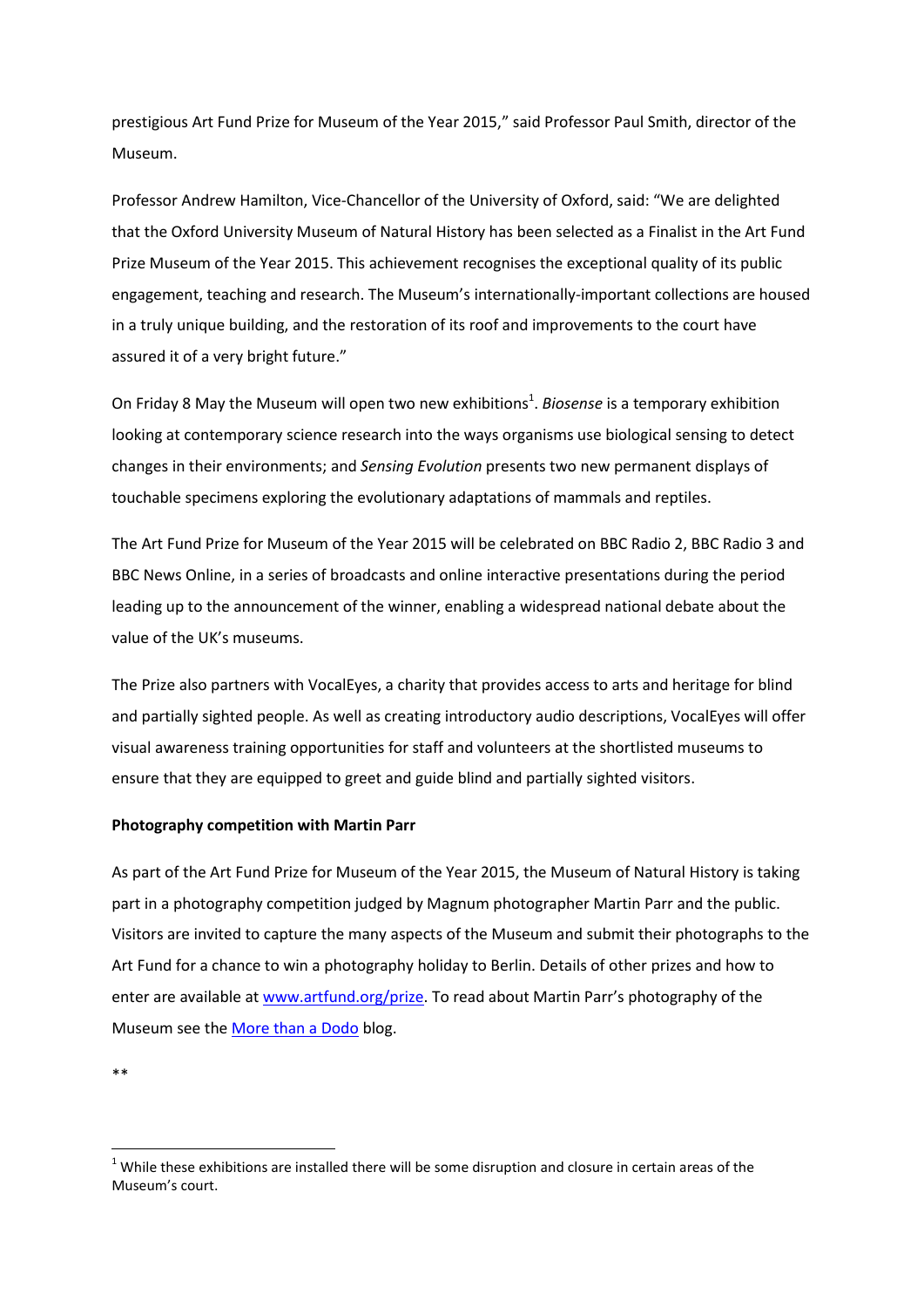prestigious Art Fund Prize for Museum of the Year 2015," said Professor Paul Smith, director of the Museum.

Professor Andrew Hamilton, Vice-Chancellor of the University of Oxford, said: "We are delighted that the Oxford University Museum of Natural History has been selected as a Finalist in the Art Fund Prize Museum of the Year 2015. This achievement recognises the exceptional quality of its public engagement, teaching and research. The Museum's internationally-important collections are housed in a truly unique building, and the restoration of its roof and improvements to the court have assured it of a very bright future."

On Friday 8 May the Museum will open two new exhibitions[1]. *Biosense* is a temporary exhibition looking at contemporary science research into the ways organisms use biological sensing to detect changes in their environments; and *Sensing Evolution* presents two new permanent displays of touchable specimens exploring the evolutionary adaptations of mammals and reptiles.

The Art Fund Prize for Museum of the Year 2015 will be celebrated on BBC Radio 2, BBC Radio 3 and BBC News Online, in a series of broadcasts and online interactive presentations during the period leading up to the announcement of the winner, enabling a widespread national debate about the value of the UK's museums.

The Prize also partners with VocalEyes, a charity that provides access to arts and heritage for blind and partially sighted people. As well as creating introductory audio descriptions, VocalEyes will offer visual awareness training opportunities for staff and volunteers at the shortlisted museums to ensure that they are equipped to greet and guide blind and partially sighted visitors.

**Photography competition with Martin Parr**

As part of the Art Fund Prize for Museum of the Year 2015, the Museum of Natural History is taking part in a photography competition judged by Magnum photographer Martin Parr and the public. Visitors are invited to capture the many aspects of the Museum and submit their photographs to the Art Fund for a chance to win a photography holiday to Berlin. Details of other prizes and how to enter are available at www.artfund.org/prize. To read about Martin Parr's photography of the Museum see the More than a Dodo blog.

**

[1] While these exhibitions are installed there will be some disruption and closure in certain areas of the Museum's court.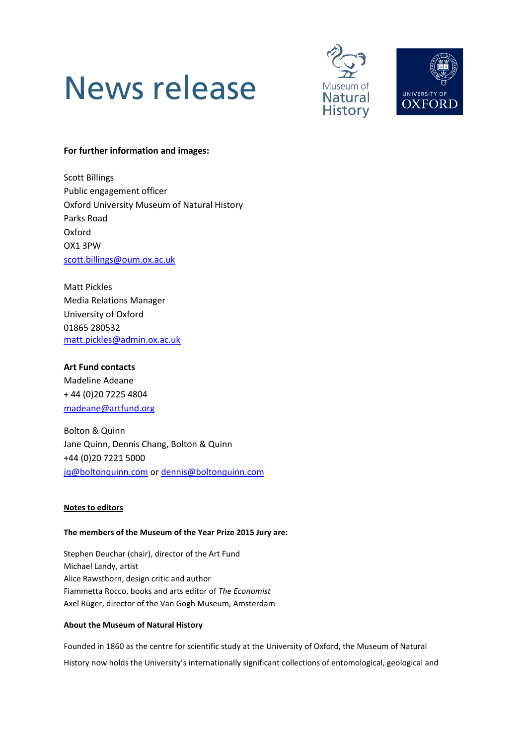# News release

**For further information and images:**

Scott Billings
Public engagement officer
Oxford University Museum of Natural History
Parks Road
Oxford
OX1 3PW
scott.billings@oum.ox.ac.uk

Matt Pickles
Media Relations Manager
University of Oxford
01865 280532
matt.pickles@admin.ox.ac.uk

**Art Fund contacts**
Madeline Adeane
+ 44 (0)20 7225 4804
madeane@artfund.org

Bolton & Quinn
Jane Quinn, Dennis Chang, Bolton & Quinn
+44 (0)20 7221 5000
jq@boltonquinn.com or dennis@boltonquinn.com

**Notes to editors**

**The members of the Museum of the Year Prize 2015 Jury are:**

Stephen Deuchar (chair), director of the Art Fund
Michael Landy, artist
Alice Rawsthorn, design critic and author
Fiammetta Rocco, books and arts editor of *The Economist*
Axel Rüger, director of the Van Gogh Museum, Amsterdam

**About the Museum of Natural History**

Founded in 1860 as the centre for scientific study at the University of Oxford, the Museum of Natural History now holds the University's internationally significant collections of entomological, geological and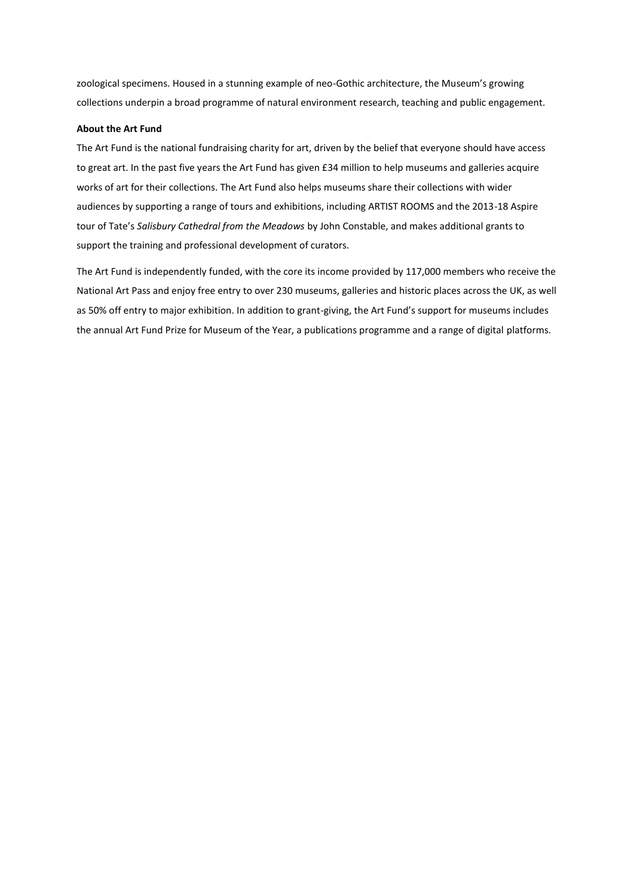zoological specimens. Housed in a stunning example of neo-Gothic architecture, the Museum's growing collections underpin a broad programme of natural environment research, teaching and public engagement.

**About the Art Fund**

The Art Fund is the national fundraising charity for art, driven by the belief that everyone should have access to great art. In the past five years the Art Fund has given £34 million to help museums and galleries acquire works of art for their collections. The Art Fund also helps museums share their collections with wider audiences by supporting a range of tours and exhibitions, including ARTIST ROOMS and the 2013-18 Aspire tour of Tate's *Salisbury Cathedral from the Meadows* by John Constable, and makes additional grants to support the training and professional development of curators.

The Art Fund is independently funded, with the core its income provided by 117,000 members who receive the National Art Pass and enjoy free entry to over 230 museums, galleries and historic places across the UK, as well as 50% off entry to major exhibition. In addition to grant-giving, the Art Fund's support for museums includes the annual Art Fund Prize for Museum of the Year, a publications programme and a range of digital platforms.